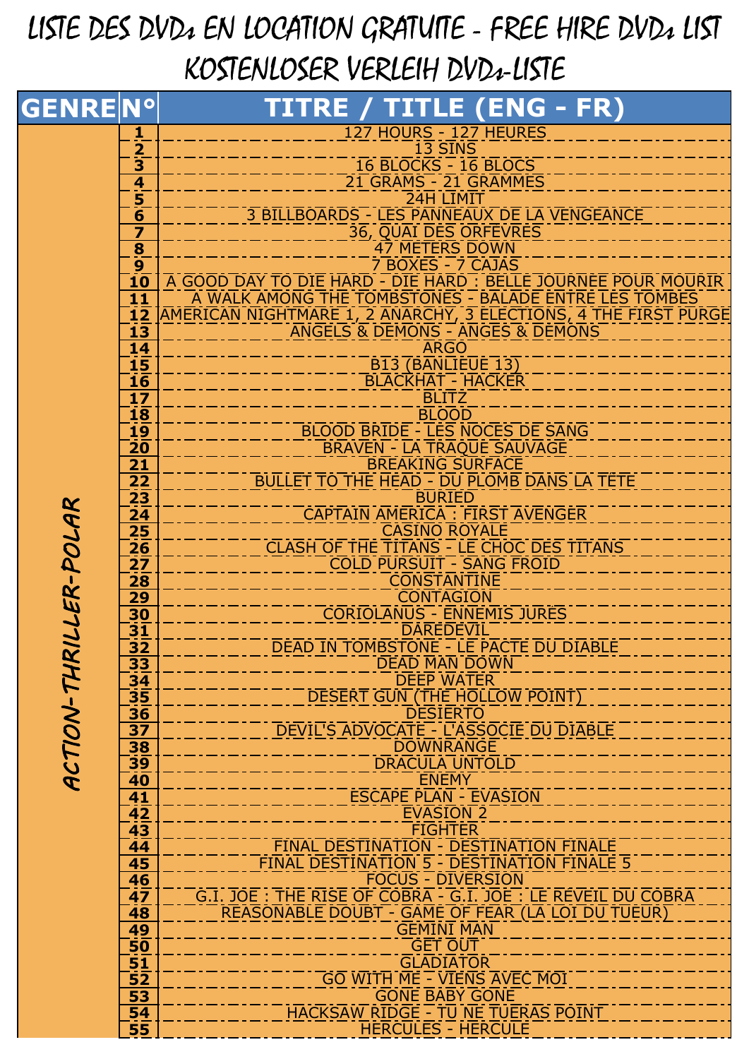# LISTE DES DVDs EN LOCATION GRATUITE - FREE HIRE DVDs LIST
# KOSTENLOSER VERLEIH DVDs-LISTE

| GENRE | N° | TITRE / TITLE (ENG - FR) |
|---|---|---|
| ACTION-THRILLER-POLAR | 1 | 127 HOURS - 127 HEURES |
| | 2 | 13 SINS |
| | 3 | 16 BLOCKS - 16 BLOCS |
| | 4 | 21 GRAMS - 21 GRAMMES |
| | 5 | 24H LIMIT |
| | 6 | 3 BILLBOARDS - LES PANNEAUX DE LA VENGEANCE |
| | 7 | 36, QUAI DES ORFÈVRES |
| | 8 | 47 METERS DOWN |
| | 9 | 7 BOXES - 7 CAJAS |
| | 10 | A GOOD DAY TO DIE HARD - DIE HARD : BELLE JOURNÉE POUR MOURIR |
| | 11 | A WALK AMONG THE TOMBSTONES - BALADE ENTRE LES TOMBES |
| | 12 | AMERICAN NIGHTMARE 1, 2 ANARCHY, 3 ELECTIONS, 4 THE FIRST PURGE |
| | 13 | ANGELS & DEMONS - ANGES & DÉMONS |
| | 14 | ARGO |
| | 15 | B13 (BANLIEUE 13) |
| | 16 | BLACKHAT - HACKER |
| | 17 | BLITZ |
| | 18 | BLOOD |
| | 19 | BLOOD BRIDE - LES NOCES DE SANG |
| | 20 | BRAVEN - LA TRAQUE SAUVAGE |
| | 21 | BREAKING SURFACE |
| | 22 | BULLET TO THE HEAD - DU PLOMB DANS LA TÊTE |
| | 23 | BURIED |
| | 24 | CAPTAIN AMERICA : FIRST AVENGER |
| | 25 | CASINO ROYALE |
| | 26 | CLASH OF THE TITANS - LE CHOC DES TITANS |
| | 27 | COLD PURSUIT - SANG FROID |
| | 28 | CONSTANTINE |
| | 29 | CONTAGION |
| | 30 | CORIOLANUS - ENNEMIS JURÉS |
| | 31 | DAREDEVIL |
| | 32 | DEAD IN TOMBSTONE - LE PACTE DU DIABLE |
| | 33 | DEAD MAN DOWN |
| | 34 | DEEP WATER |
| | 35 | DESERT GUN (THE HOLLOW POINT) |
| | 36 | DESIERTO |
| | 37 | DEVIL'S ADVOCATE - L'ASSOCIÉ DU DIABLE |
| | 38 | DOWNRANGE |
| | 39 | DRACULA UNTOLD |
| | 40 | ENEMY |
| | 41 | ESCAPE PLAN - EVASION |
| | 42 | EVASION 2 |
| | 43 | FIGHTER |
| | 44 | FINAL DESTINATION - DESTINATION FINALE |
| | 45 | FINAL DESTINATION 5 - DESTINATION FINALE 5 |
| | 46 | FOCUS - DIVERSION |
| | 47 | G.I. JOE : THE RISE OF COBRA - G.I. JOE : LE RÉVEIL DU COBRA |
| | 48 | REASONABLE DOUBT - GAME OF FEAR (LA LOI DU TUEUR) |
| | 49 | GEMINI MAN |
| | 50 | GET OUT |
| | 51 | GLADIATOR |
| | 52 | GO WITH ME - VIENS AVEC MOI |
| | 53 | GONE BABY GONE |
| | 54 | HACKSAW RIDGE - TU NE TUERAS POINT |
| | 55 | HERCULES - HERCULE |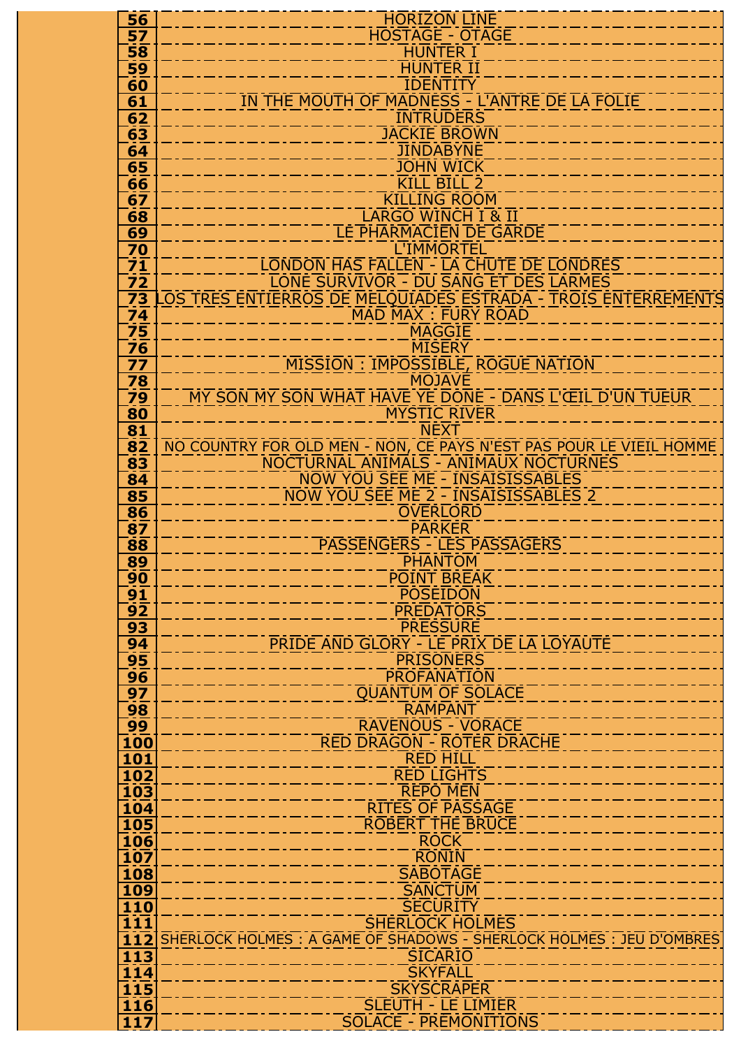| | |
|---|---|
| **56** | HORIZON LINE |
| **57** | HOSTAGE - OTAGE |
| **58** | HUNTER I |
| **59** | HUNTER II |
| **60** | IDENTITY |
| **61** | IN THE MOUTH OF MADNESS - L'ANTRE DE LA FOLIE |
| **62** | INTRUDERS |
| **63** | JACKIE BROWN |
| **64** | JINDABYNE |
| **65** | JOHN WICK |
| **66** | KILL BILL 2 |
| **67** | KILLING ROOM |
| **68** | LARGO WINCH I & II |
| **69** | LE PHARMACIEN DE GARDE |
| **70** | L'IMMORTEL |
| **71** | LONDON HAS FALLEN - LA CHUTE DE LONDRES |
| **72** | LONE SURVIVOR - DU SANG ET DES LARMES |
| **73** | LOS TRES ENTIERROS DE MELQUIADES ESTRADA - TROIS ENTERREMENTS |
| **74** | MAD MAX : FURY ROAD |
| **75** | MAGGIE |
| **76** | MISERY |
| **77** | MISSION : IMPOSSIBLE, ROGUE NATION |
| **78** | MOJAVE |
| **79** | MY SON MY SON WHAT HAVE YE DONE - DANS L'ŒIL D'UN TUEUR |
| **80** | MYSTIC RIVER |
| **81** | NEXT |
| **82** | NO COUNTRY FOR OLD MEN - NON, CE PAYS N'EST PAS POUR LE VIEIL HOMME |
| **83** | NOCTURNAL ANIMALS - ANIMAUX NOCTURNES |
| **84** | NOW YOU SEE ME - INSAISISSABLES |
| **85** | NOW YOU SEE ME 2 - INSAISISSABLES 2 |
| **86** | OVERLORD |
| **87** | PARKER |
| **88** | PASSENGERS - LES PASSAGERS |
| **89** | PHANTOM |
| **90** | POINT BREAK |
| **91** | POSEIDON |
| **92** | PREDATORS |
| **93** | PRESSURE |
| **94** | PRIDE AND GLORY - LE PRIX DE LA LOYAUTÉ |
| **95** | PRISONERS |
| **96** | PROFANATION |
| **97** | QUANTUM OF SOLACE |
| **98** | RAMPANT |
| **99** | RAVENOUS - VORACE |
| **100** | RED DRAGON - ROTER DRACHE |
| **101** | RED HILL |
| **102** | RED LIGHTS |
| **103** | REPO MEN |
| **104** | RITES OF PASSAGE |
| **105** | ROBERT THE BRUCE |
| **106** | ROCK |
| **107** | RONIN |
| **108** | SABOTAGE |
| **109** | SANCTUM |
| **110** | SECURITY |
| **111** | SHERLOCK HOLMES |
| **112** | SHERLOCK HOLMES : A GAME OF SHADOWS - SHERLOCK HOLMES : JEU D'OMBRES |
| **113** | SICARIO |
| **114** | SKYFALL |
| **115** | SKYSCRAPER |
| **116** | SLEUTH - LE LIMIER |
| **117** | SOLACE - PRÉMONITIONS |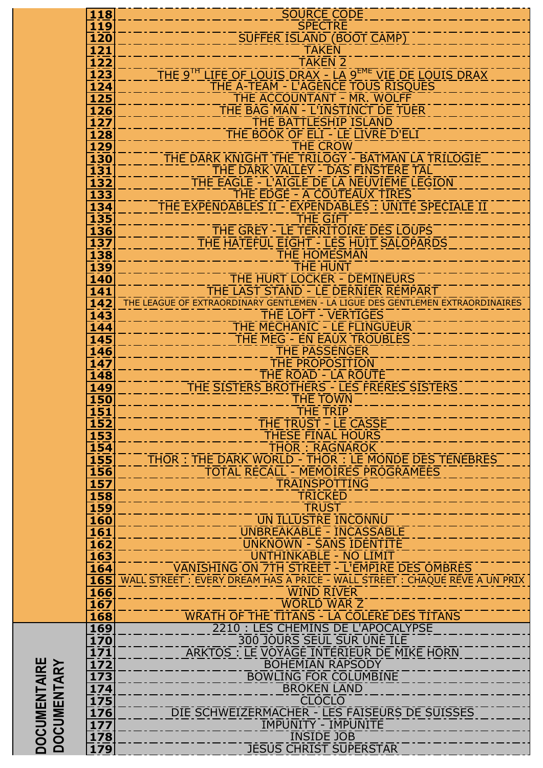| | | |
|---|---|---|
| | 118 | SOURCE CODE |
| | 119 | SPECTRE |
| | 120 | SUFFER ISLAND (BOOT CAMP) |
| | 121 | TAKEN |
| | 122 | TAKEN 2 |
| | 123 | THE 9TH LIFE OF LOUIS DRAX - LA 9EME VIE DE LOUIS DRAX |
| | 124 | THE A-TEAM - L'AGENCE TOUS RISQUES |
| | 125 | THE ACCOUNTANT - MR. WOLFF |
| | 126 | THE BAG MAN - L'INSTINCT DE TUER |
| | 127 | THE BATTLESHIP ISLAND |
| | 128 | THE BOOK OF ELI - LE LIVRE D'ELI |
| | 129 | THE CROW |
| | 130 | THE DARK KNIGHT THE TRILOGY - BATMAN LA TRILOGIE |
| | 131 | THE DARK VALLEY - DAS FINSTERE TAL |
| | 132 | THE EAGLE - L'AIGLE DE LA NEUVIÈME LÉGION |
| | 133 | THE EDGE - À COUTEAUX TIRÉS |
| | 134 | THE EXPENDABLES II - EXPENDABLES : UNITÉ SPÉCIALE II |
| | 135 | THE GIFT |
| | 136 | THE GREY - LE TERRITOIRE DES LOUPS |
| | 137 | THE HATEFUL EIGHT - LES HUIT SALOPARDS |
| | 138 | THE HOMESMAN |
| | 139 | THE HUNT |
| | 140 | THE HURT LOCKER - DÉMINEURS |
| | 141 | THE LAST STAND - LE DERNIER REMPART |
| | 142 | THE LEAGUE OF EXTRAORDINARY GENTLEMEN - LA LIGUE DES GENTLEMEN EXTRAORDINAIRES |
| | 143 | THE LOFT - VERTIGES |
| | 144 | THE MECHANIC - LE FLINGUEUR |
| | 145 | THE MEG - EN EAUX TROUBLES |
| | 146 | THE PASSENGER |
| | 147 | THE PROPOSITION |
| | 148 | THE ROAD - LA ROUTE |
| | 149 | THE SISTERS BROTHERS - LES FRÈRES SISTERS |
| | 150 | THE TOWN |
| | 151 | THE TRIP |
| | 152 | THE TRUST - LE CASSE |
| | 153 | THESE FINAL HOURS |
| | 154 | THOR : RAGNAROK |
| | 155 | THOR : THE DARK WORLD - THOR : LE MONDE DES TÉNÈBRES |
| | 156 | TOTAL RECALL - MÉMOIRES PROGRAMÉES |
| | 157 | TRAINSPOTTING |
| | 158 | TRICKED |
| | 159 | TRUST |
| | 160 | UN ILLUSTRE INCONNU |
| | 161 | UNBREAKABLE - INCASSABLE |
| | 162 | UNKNOWN - SANS IDENTITÉ |
| | 163 | UNTHINKABLE - NO LIMIT |
| | 164 | VANISHING ON 7TH STREET - L'EMPIRE DES OMBRES |
| | 165 | WALL STREET : EVERY DREAM HAS A PRICE - WALL STREET : CHAQUE RÊVE A UN PRIX |
| | 166 | WIND RIVER |
| | 167 | WORLD WAR Z |
| | 168 | WRATH OF THE TITANS - LA COLÈRE DES TITANS |
| DOCUMENTAIRE DOCUMENTARY | 169 | 2210 : LES CHEMINS DE L'APOCALYPSE |
| | 170 | 300 JOURS SEUL SUR UNE ÎLE |
| | 171 | ARKTOS : LE VOYAGE INTÉRIEUR DE MIKE HORN |
| | 172 | BOHEMIAN RAPSODY |
| | 173 | BOWLING FOR COLUMBINE |
| | 174 | BROKEN LAND |
| | 175 | CLOCLO |
| | 176 | DIE SCHWEIZERMACHER - LES FAISEURS DE SUISSES |
| | 177 | IMPUNITY - IMPUNITÉ |
| | 178 | INSIDE JOB |
| | 179 | JESUS CHRIST SUPERSTAR |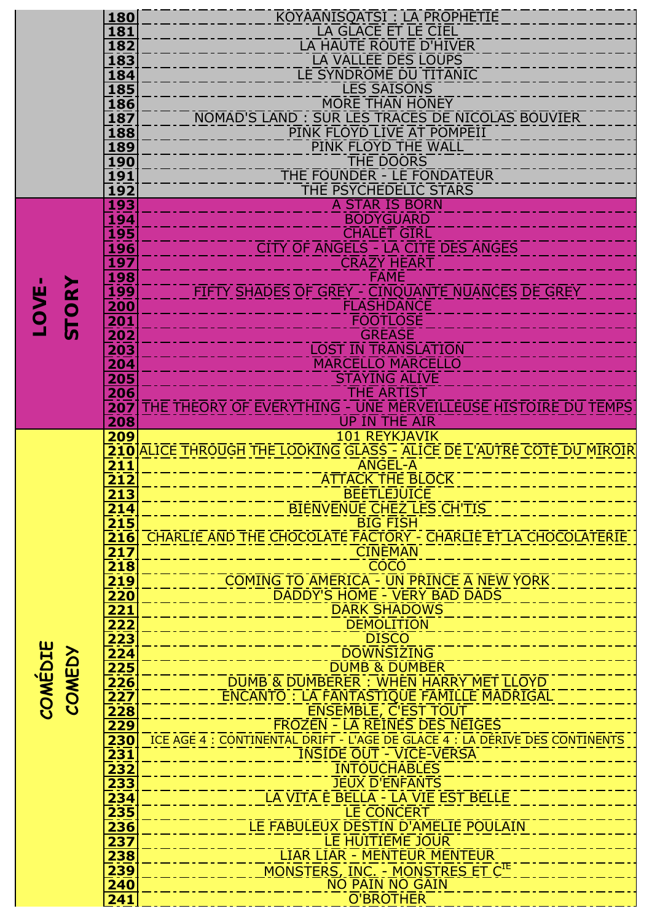| | | |
|---|---|---|
| | 180 | KOYAANISQATSI : LA PROPHETIE |
| | 181 | LA GLACE ET LE CIEL |
| | 182 | LA HAUTE ROUTE D'HIVER |
| | 183 | LA VALLEE DES LOUPS |
| | 184 | LE SYNDROME DU TITANIC |
| | 185 | LES SAISONS |
| | 186 | MORE THAN HONEY |
| | 187 | NOMAD'S LAND : SUR LES TRACES DE NICOLAS BOUVIER |
| | 188 | PINK FLOYD LIVE AT POMPEII |
| | 189 | PINK FLOYD THE WALL |
| | 190 | THE DOORS |
| | 191 | THE FOUNDER - LE FONDATEUR |
| | 192 | THE PSYCHEDELIC STARS |
| **LOVE-STORY** | 193 | A STAR IS BORN |
| | 194 | BODYGUARD |
| | 195 | CHALET GIRL |
| | 196 | CITY OF ANGELS - LA CITE DES ANGES |
| | 197 | CRAZY HEART |
| | 198 | FAME |
| | 199 | FIFTY SHADES OF GREY - CINQUANTE NUANCES DE GREY |
| | 200 | FLASHDANCE |
| | 201 | FOOTLOSE |
| | 202 | GREASE |
| | 203 | LOST IN TRANSLATION |
| | 204 | MARCELLO MARCELLO |
| | 205 | STAYING ALIVE |
| | 206 | THE ARTIST |
| | 207 | THE THEORY OF EVERYTHING - UNE MERVEILLEUSE HISTOIRE DU TEMPS |
| | 208 | UP IN THE AIR |
| ***COMÉDIE COMEDY*** | 209 | 101 REYKJAVIK |
| | 210 | ALICE THROUGH THE LOOKING GLASS - ALICE DE L'AUTRE COTE DU MIROIR |
| | 211 | ANGEL-A |
| | 212 | ATTACK THE BLOCK |
| | 213 | BEETLEJUICE |
| | 214 | BIENVENUE CHEZ LES CH'TIS |
| | 215 | BIG FISH |
| | 216 | CHARLIE AND THE CHOCOLATE FACTORY - CHARLIE ET LA CHOCOLATERIE |
| | 217 | CINEMAN |
| | 218 | COCO |
| | 219 | COMING TO AMERICA - UN PRINCE A NEW YORK |
| | 220 | DADDY'S HOME - VERY BAD DADS |
| | 221 | DARK SHADOWS |
| | 222 | DEMOLITION |
| | 223 | DISCO |
| | 224 | DOWNSIZING |
| | 225 | DUMB & DUMBER |
| | 226 | DUMB & DUMBERER : WHEN HARRY MET LLOYD |
| | 227 | ENCANTO : LA FANTASTIQUE FAMILLE MADRIGAL |
| | 228 | ENSEMBLE, C'EST TOUT |
| | 229 | FROZEN - LA REINES DES NEIGES |
| | 230 | ICE AGE 4 : CONTINENTAL DRIFT - L'AGE DE GLACE 4 : LA DERIVE DES CONTINENTS |
| | 231 | INSIDE OUT - VICE-VERSA |
| | 232 | INTOUCHABLES |
| | 233 | JEUX D'ENFANTS |
| | 234 | LA VITA E BELLA - LA VIE EST BELLE |
| | 235 | LE CONCERT |
| | 236 | LE FABULEUX DESTIN D'AMELIE POULAIN |
| | 237 | LE HUITIEME JOUR |
| | 238 | LIAR LIAR - MENTEUR MENTEUR |
| | 239 | MONSTERS, INC. - MONSTRES ET $C^{IE}$ |
| | 240 | NO PAIN NO GAIN |
| | 241 | O'BROTHER |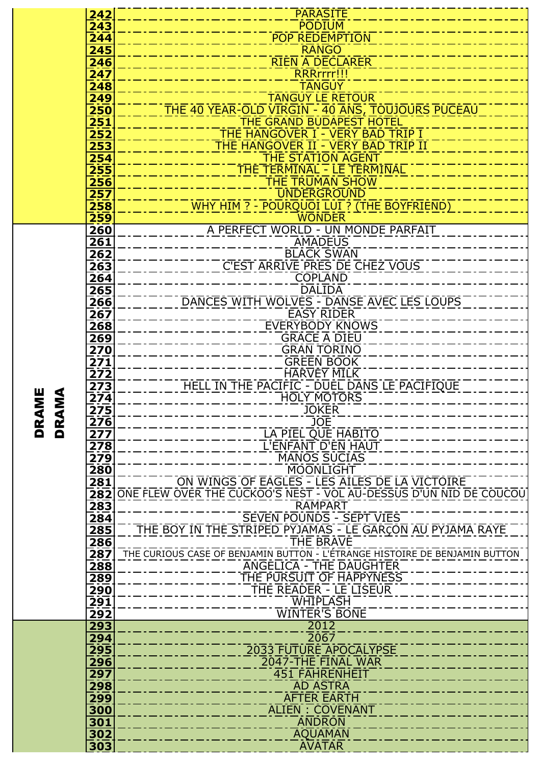| Genre | N° | Titre |
|---|---|---|
| | 242 | PARASITE |
| | 243 | PODIUM |
| | 244 | POP REDEMPTION |
| | 245 | RANGO |
| | 246 | RIEN A DECLARER |
| | 247 | RRRrrrr!!! |
| | 248 | TANGUY |
| | 249 | TANGUY LE RETOUR |
| | 250 | THE 40 YEAR-OLD VIRGIN - 40 ANS, TOUJOURS PUCEAU |
| | 251 | THE GRAND BUDAPEST HOTEL |
| | 252 | THE HANGOVER I - VERY BAD TRIP I |
| | 253 | THE HANGOVER II - VERY BAD TRIP II |
| | 254 | THE STATION AGENT |
| | 255 | THE TERMINAL - LE TERMINAL |
| | 256 | THE TRUMAN SHOW |
| | 257 | UNDERGROUND |
| | 258 | WHY HIM ? - POURQUOI LUI ? (THE BOYFRIEND) |
| | 259 | WONDER |
| DRAME DRAMA | 260 | A PERFECT WORLD - UN MONDE PARFAIT |
| | 261 | AMADEUS |
| | 262 | BLACK SWAN |
| | 263 | C'EST ARRIVE PRES DE CHEZ VOUS |
| | 264 | COPLAND |
| | 265 | DALIDA |
| | 266 | DANCES WITH WOLVES - DANSE AVEC LES LOUPS |
| | 267 | EASY RIDER |
| | 268 | EVERYBODY KNOWS |
| | 269 | GRACE A DIEU |
| | 270 | GRAN TORINO |
| | 271 | GREEN BOOK |
| | 272 | HARVEY MILK |
| | 273 | HELL IN THE PACIFIC - DUEL DANS LE PACIFIQUE |
| | 274 | HOLY MOTORS |
| | 275 | JOKER |
| | 276 | JOE |
| | 277 | LA PIEL QUE HABITO |
| | 278 | L'ENFANT D'EN HAUT |
| | 279 | MANOS SUCIAS |
| | 280 | MOONLIGHT |
| | 281 | ON WINGS OF EAGLES - LES AILES DE LA VICTOIRE |
| | 282 | ONE FLEW OVER THE CUCKOO'S NEST - VOL AU-DESSUS D'UN NID DE COUCOU |
| | 283 | RAMPART |
| | 284 | SEVEN POUNDS - SEPT VIES |
| | 285 | THE BOY IN THE STRIPED PYJAMAS - LE GARÇON AU PYJAMA RAYE |
| | 286 | THE BRAVE |
| | 287 | THE CURIOUS CASE OF BENJAMIN BUTTON - L'ÉTRANGE HISTOIRE DE BENJAMIN BUTTON |
| | 288 | ANGELICA - THE DAUGHTER |
| | 289 | THE PURSUIT OF HAPPYNESS |
| | 290 | THE READER - LE LISEUR |
| | 291 | WHIPLASH |
| | 292 | WINTER'S BONE |
| | 293 | 2012 |
| | 294 | 2067 |
| | 295 | 2033 FUTURE APOCALYPSE |
| | 296 | 2047-THE FINAL WAR |
| | 297 | 451 FAHRENHEIT |
| | 298 | AD ASTRA |
| | 299 | AFTER EARTH |
| | 300 | ALIEN : COVENANT |
| | 301 | ANDRON |
| | 302 | AQUAMAN |
| | 303 | AVATAR |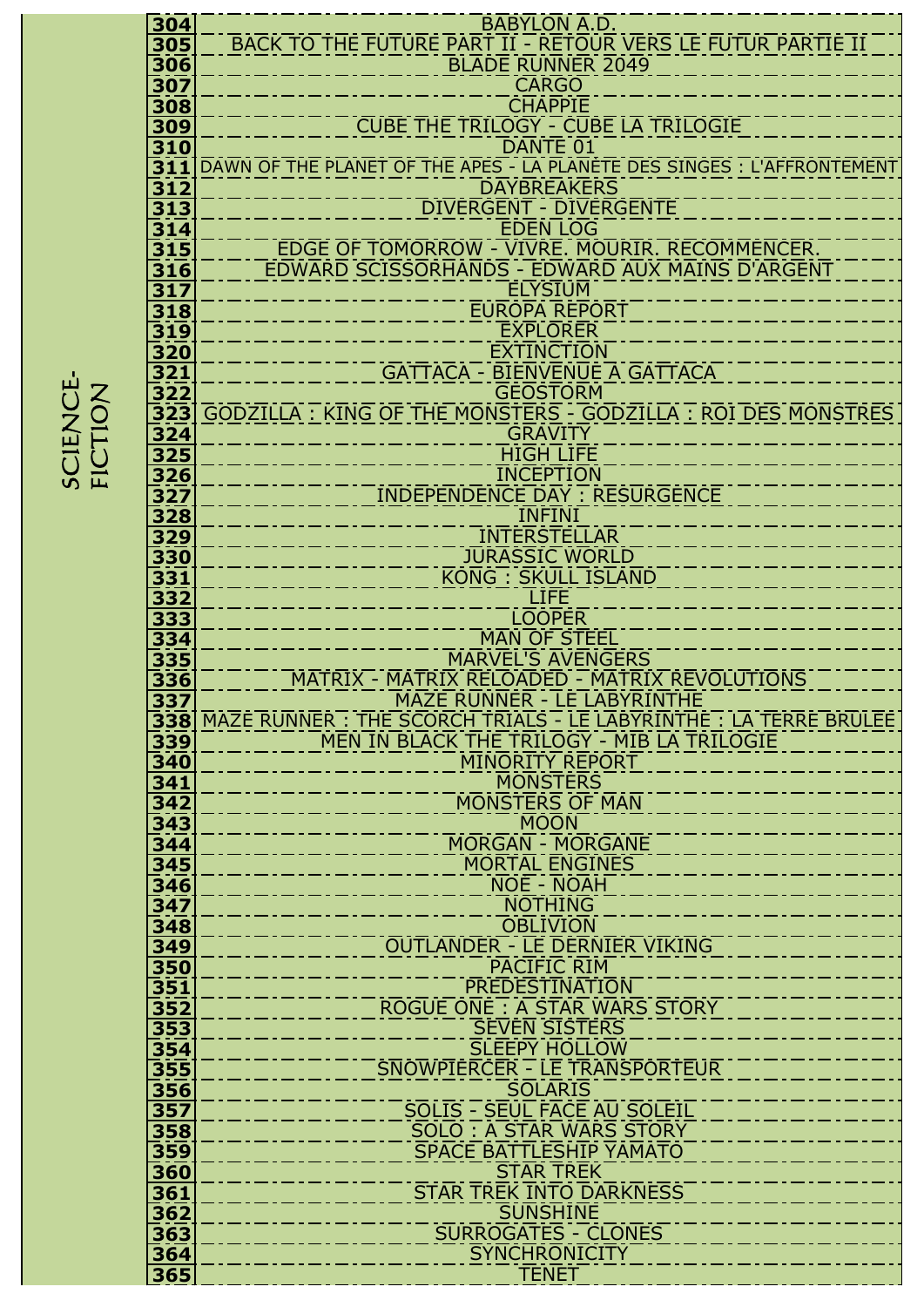| SCIENCE-FICTION | | |
|---|---|---|
| | 304 | BABYLON A.D. |
| | 305 | BACK TO THE FUTURE PART II - RETOUR VERS LE FUTUR PARTIE II |
| | 306 | BLADE RUNNER 2049 |
| | 307 | CARGO |
| | 308 | CHAPPIE |
| | 309 | CUBE THE TRILOGY - CUBE LA TRILOGIE |
| | 310 | DANTE 01 |
| | 311 | DAWN OF THE PLANET OF THE APES - LA PLANÈTE DES SINGES : L'AFFRONTEMENT |
| | 312 | DAYBREAKERS |
| | 313 | DIVERGENT - DIVERGENTE |
| | 314 | EDEN LOG |
| | 315 | EDGE OF TOMORROW - VIVRE. MOURIR. RECOMMENCER. |
| | 316 | EDWARD SCISSORHANDS - EDWARD AUX MAINS D'ARGENT |
| | 317 | ELYSIUM |
| | 318 | EUROPA REPORT |
| | 319 | EXPLORER |
| | 320 | EXTINCTION |
| | 321 | GATTACA - BIENVENUE A GATTACA |
| | 322 | GEOSTORM |
| | 323 | GODZILLA : KING OF THE MONSTERS - GODZILLA : ROI DES MONSTRES |
| | 324 | GRAVITY |
| | 325 | HIGH LIFE |
| | 326 | INCEPTION |
| | 327 | INDEPENDENCE DAY : RESURGENCE |
| | 328 | INFINI |
| | 329 | INTERSTELLAR |
| | 330 | JURASSIC WORLD |
| | 331 | KONG : SKULL ISLAND |
| | 332 | LIFE |
| | 333 | LOOPER |
| | 334 | MAN OF STEEL |
| | 335 | MARVEL'S AVENGERS |
| | 336 | MATRIX - MATRIX RELOADED - MATRIX REVOLUTIONS |
| | 337 | MAZE RUNNER - LE LABYRINTHE |
| | 338 | MAZE RUNNER : THE SCORCH TRIALS - LE LABYRINTHE : LA TERRE BRULEE |
| | 339 | MEN IN BLACK THE TRILOGY - MIB LA TRILOGIE |
| | 340 | MINORITY REPORT |
| | 341 | MONSTERS |
| | 342 | MONSTERS OF MAN |
| | 343 | MOON |
| | 344 | MORGAN - MORGANE |
| | 345 | MORTAL ENGINES |
| | 346 | NOE - NOAH |
| | 347 | NOTHING |
| | 348 | OBLIVION |
| | 349 | OUTLANDER - LE DERNIER VIKING |
| | 350 | PACIFIC RIM |
| | 351 | PREDESTINATION |
| | 352 | ROGUE ONE : A STAR WARS STORY |
| | 353 | SEVEN SISTERS |
| | 354 | SLEEPY HOLLOW |
| | 355 | SNOWPIERCER - LE TRANSPORTEUR |
| | 356 | SOLARIS |
| | 357 | SOLIS - SEUL FACE AU SOLEIL |
| | 358 | SOLO : A STAR WARS STORY |
| | 359 | SPACE BATTLESHIP YAMATO |
| | 360 | STAR TREK |
| | 361 | STAR TREK INTO DARKNESS |
| | 362 | SUNSHINE |
| | 363 | SURROGATES - CLONES |
| | 364 | SYNCHRONICITY |
| | 365 | TENET |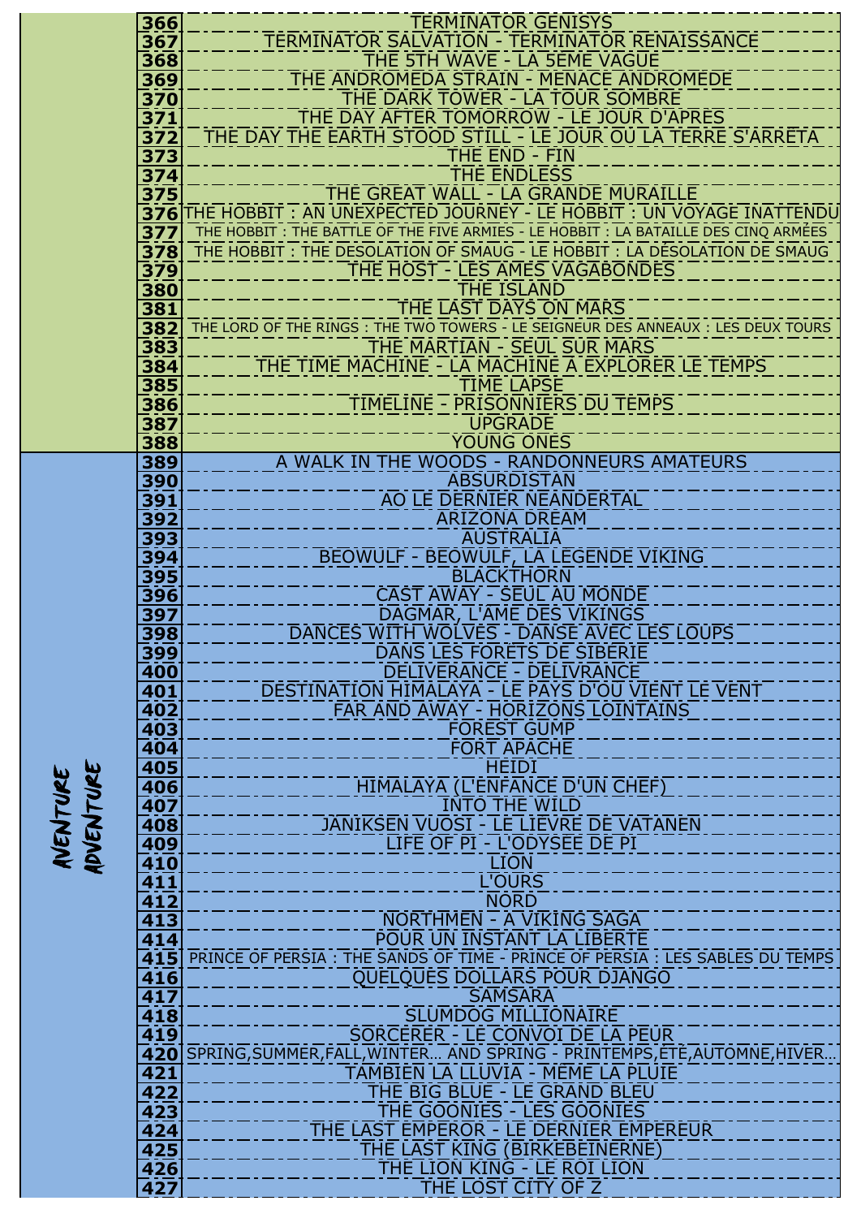| | | |
|---|---|---|
| | 366 | TERMINATOR GENISYS |
| | 367 | TERMINATOR SALVATION - TERMINATOR RENAISSANCE |
| | 368 | THE 5TH WAVE - LA 5ÈME VAGUE |
| | 369 | THE ANDROMEDA STRAIN - MENACE ANDROMÈDE |
| | 370 | THE DARK TOWER - LA TOUR SOMBRE |
| | 371 | THE DAY AFTER TOMORROW - LE JOUR D'APRÈS |
| | 372 | THE DAY THE EARTH STOOD STILL - LE JOUR OÙ LA TERRE S'ARRÊTA |
| | 373 | THE END - FIN |
| | 374 | THE ENDLESS |
| | 375 | THE GREAT WALL - LA GRANDE MURAILLE |
| | 376 | THE HOBBIT : AN UNEXPECTED JOURNEY - LE HOBBIT : UN VOYAGE INATTENDU |
| | 377 | THE HOBBIT : THE BATTLE OF THE FIVE ARMIES - LE HOBBIT : LA BATAILLE DES CINQ ARMÉES |
| | 378 | THE HOBBIT : THE DESOLATION OF SMAUG - LE HOBBIT : LA DÉSOLATION DE SMAUG |
| | 379 | THE HOST - LES ÂMES VAGABONDES |
| | 380 | THE ISLAND |
| | 381 | THE LAST DAYS ON MARS |
| | 382 | THE LORD OF THE RINGS : THE TWO TOWERS - LE SEIGNEUR DES ANNEAUX : LES DEUX TOURS |
| | 383 | THE MARTIAN - SEUL SUR MARS |
| | 384 | THE TIME MACHINE - LA MACHINE À EXPLORER LE TEMPS |
| | 385 | TIME LAPSE |
| | 386 | TIMELINE - PRISONNIERS DU TEMPS |
| | 387 | UPGRADE |
| | 388 | YOUNG ONES |
| AVENTURE / ADVENTURE | 389 | A WALK IN THE WOODS - RANDONNEURS AMATEURS |
| | 390 | ABSURDISTAN |
| | 391 | AO LE DERNIER NÉANDERTAL |
| | 392 | ARIZONA DREAM |
| | 393 | AUSTRALIA |
| | 394 | BEOWULF - BEOWULF, LA LÉGENDE VIKING |
| | 395 | BLACKTHORN |
| | 396 | CAST AWAY - SEUL AU MONDE |
| | 397 | DAGMAR, L'ÂME DES VIKINGS |
| | 398 | DANCES WITH WOLVES - DANSE AVEC LES LOUPS |
| | 399 | DANS LES FORÊTS DE SIBÉRIE |
| | 400 | DELIVERANCE - DÉLIVRANCE |
| | 401 | DESTINATION HIMALAYA - LE PAYS D'OÙ VIENT LE VENT |
| | 402 | FAR AND AWAY - HORIZONS LOINTAINS |
| | 403 | FOREST GUMP |
| | 404 | FORT APACHE |
| | 405 | HEIDI |
| | 406 | HIMALAYA (L'ENFANCE D'UN CHEF) |
| | 407 | INTO THE WILD |
| | 408 | JÄNIKSEN VUOSI - LE LIÈVRE DE VATANEN |
| | 409 | LIFE OF PI - L'ODYSSÉE DE PI |
| | 410 | LION |
| | 411 | L'OURS |
| | 412 | NORD |
| | 413 | NORTHMEN – A VIKING SAGA |
| | 414 | POUR UN INSTANT LA LIBERTÉ |
| | 415 | PRINCE OF PERSIA : THE SANDS OF TIME - PRINCE OF PERSIA : LES SABLES DU TEMPS |
| | 416 | QUELQUES DOLLARS POUR DJANGO |
| | 417 | SAMSARA |
| | 418 | SLUMDOG MILLIONAIRE |
| | 419 | SORCERER - LE CONVOI DE LA PEUR |
| | 420 | SPRING,SUMMER,FALL,WINTER... AND SPRING - PRINTEMPS,ÉTÉ,AUTOMNE,HIVER... |
| | 421 | TAMBIÉN LA LLUVIA - MÊME LA PLUIE |
| | 422 | THE BIG BLUE - LE GRAND BLEU |
| | 423 | THE GOONIES - LES GOONIES |
| | 424 | THE LAST EMPEROR - LE DERNIER EMPEREUR |
| | 425 | THE LAST KING (BIRKEBEINERNE) |
| | 426 | THE LION KING - LE ROI LION |
| | 427 | THE LOST CITY OF Z |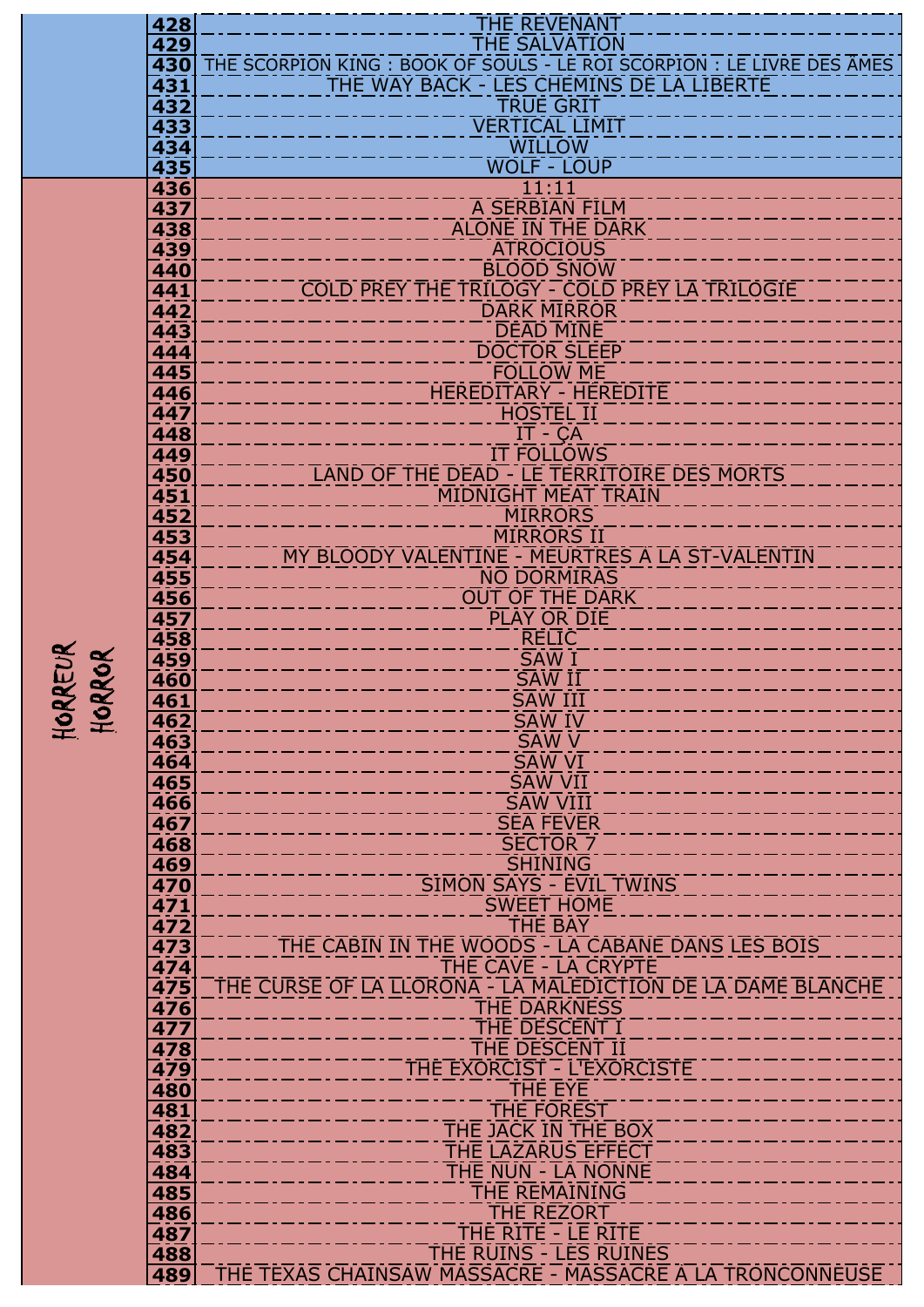| | | |
|---|---|---|
| | 428 | THE REVENANT |
| | 429 | THE SALVATION |
| | 430 | THE SCORPION KING : BOOK OF SOULS - LE ROI SCORPION : LE LIVRE DES AMES |
| | 431 | THE WAY BACK - LES CHEMINS DE LA LIBERTE |
| | 432 | TRUE GRIT |
| | 433 | VERTICAL LIMIT |
| | 434 | WILLOW |
| | 435 | WOLF - LOUP |
| HORREUR HORROR | 436 | 11:11 |
| | 437 | A SERBIAN FILM |
| | 438 | ALONE IN THE DARK |
| | 439 | ATROCIOUS |
| | 440 | BLOOD SNOW |
| | 441 | COLD PREY THE TRILOGY - COLD PREY LA TRILOGIE |
| | 442 | DARK MIRROR |
| | 443 | DEAD MINE |
| | 444 | DOCTOR SLEEP |
| | 445 | FOLLOW ME |
| | 446 | HEREDITARY - HEREDITE |
| | 447 | HOSTEL II |
| | 448 | IT - ÇA |
| | 449 | IT FOLLOWS |
| | 450 | LAND OF THE DEAD - LE TERRITOIRE DES MORTS |
| | 451 | MIDNIGHT MEAT TRAIN |
| | 452 | MIRRORS |
| | 453 | MIRRORS II |
| | 454 | MY BLOODY VALENTINE - MEURTRES A LA ST-VALENTIN |
| | 455 | NO DORMIRAS |
| | 456 | OUT OF THE DARK |
| | 457 | PLAY OR DIE |
| | 458 | RELIC |
| | 459 | SAW I |
| | 460 | SAW II |
| | 461 | SAW III |
| | 462 | SAW IV |
| | 463 | SAW V |
| | 464 | SAW VI |
| | 465 | SAW VII |
| | 466 | SAW VIII |
| | 467 | SEA FEVER |
| | 468 | SECTOR 7 |
| | 469 | SHINING |
| | 470 | SIMON SAYS - EVIL TWINS |
| | 471 | SWEET HOME |
| | 472 | THE BAY |
| | 473 | THE CABIN IN THE WOODS - LA CABANE DANS LES BOIS |
| | 474 | THE CAVE - LA CRYPTE |
| | 475 | THE CURSE OF LA LLORONA - LA MALEDICTION DE LA DAME BLANCHE |
| | 476 | THE DARKNESS |
| | 477 | THE DESCENT I |
| | 478 | THE DESCENT II |
| | 479 | THE EXORCIST - L'EXORCISTE |
| | 480 | THE EYE |
| | 481 | THE FOREST |
| | 482 | THE JACK IN THE BOX |
| | 483 | THE LAZARUS EFFECT |
| | 484 | THE NUN - LA NONNE |
| | 485 | THE REMAINING |
| | 486 | THE REZORT |
| | 487 | THE RITE - LE RITE |
| | 488 | THE RUINS - LES RUINES |
| | 489 | THE TEXAS CHAINSAW MASSACRE - MASSACRE A LA TRONCONNEUSE |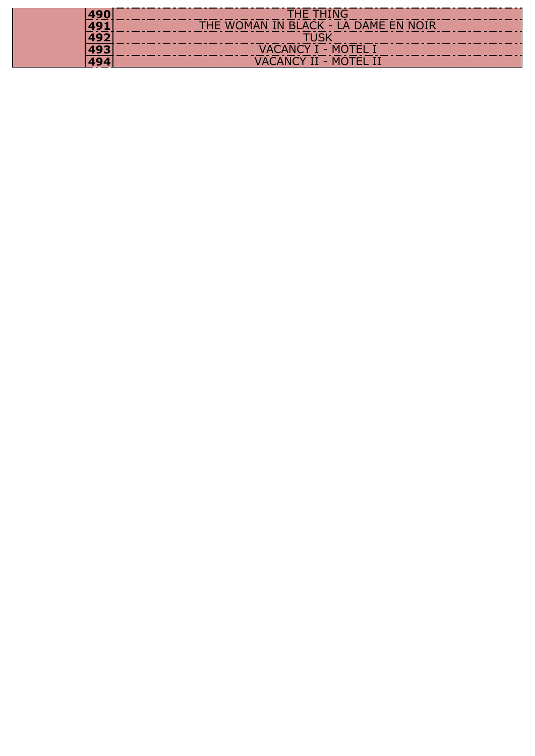| | | |
|---|---|---|
| | 490 | THE THING |
| | 491 | THE WOMAN IN BLACK - LA DAME EN NOIR |
| | 492 | TUSK |
| | 493 | VACANCY I - MOTEL I |
| | 494 | VACANCY II - MOTEL II |